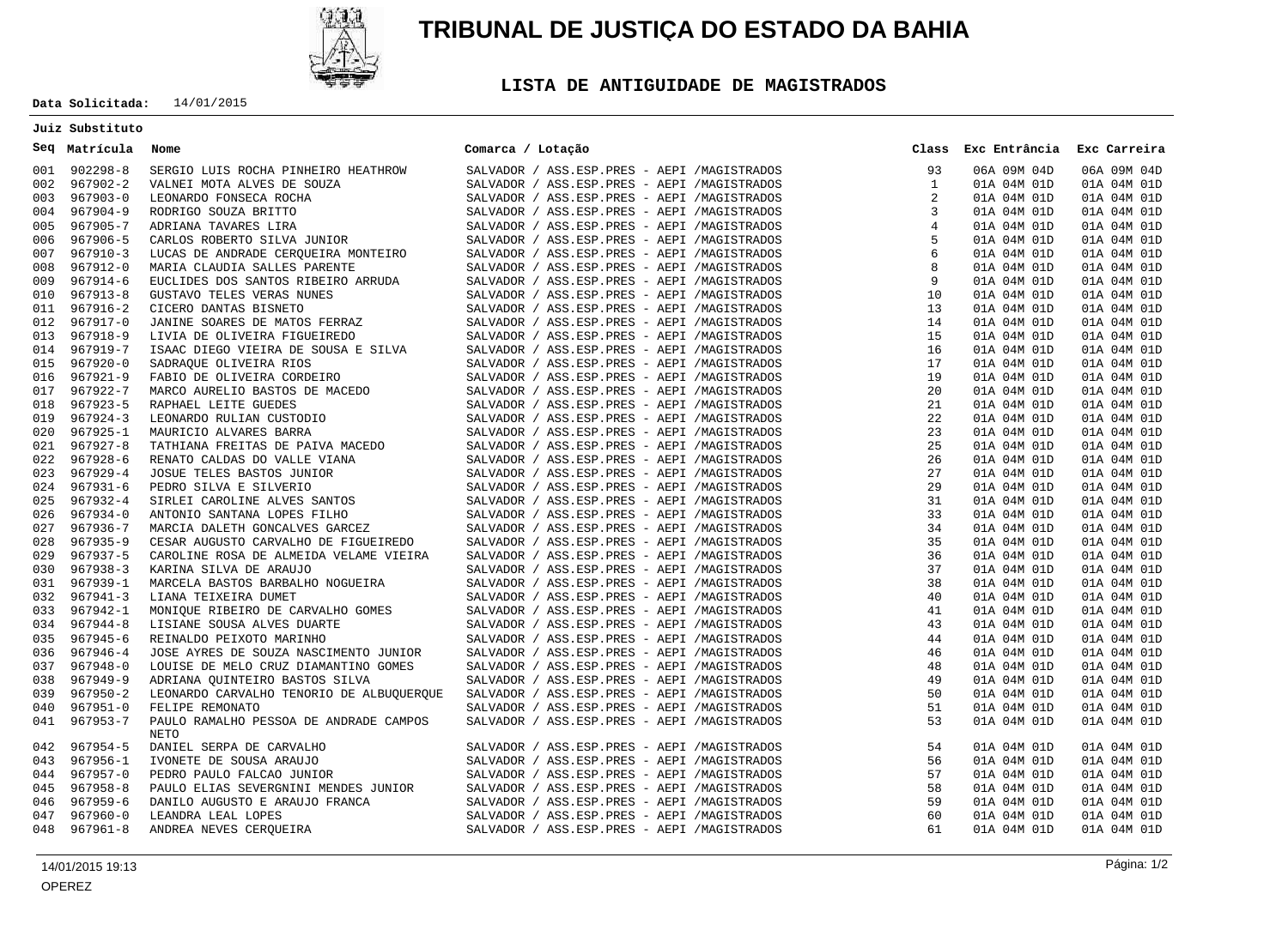# TRIBUNAL DE JUSTIÇA DO ESTADO DA BAHIA

## LISTA DE ANTIGUIDADE DE MAGISTRADOS

**Data Solicitada:** 14/01/2015

**Juiz Substituto**

| Seq | Matrícula | Nome | Comarca / Lotação | Class | Exc Entrância | Exc Carreira |
|---|---|---|---|---|---|---|
| 001 | 902298-8 | SERGIO LUIS ROCHA PINHEIRO HEATHROW | SALVADOR / ASS.ESP.PRES - AEPI /MAGISTRADOS | 93 | 06A 09M 04D | 06A 09M 04D |
| 002 | 967902-2 | VALNEI MOTA ALVES DE SOUZA | SALVADOR / ASS.ESP.PRES - AEPI /MAGISTRADOS | 1 | 01A 04M 01D | 01A 04M 01D |
| 003 | 967903-0 | LEONARDO FONSECA ROCHA | SALVADOR / ASS.ESP.PRES - AEPI /MAGISTRADOS | 2 | 01A 04M 01D | 01A 04M 01D |
| 004 | 967904-9 | RODRIGO SOUZA BRITTO | SALVADOR / ASS.ESP.PRES - AEPI /MAGISTRADOS | 3 | 01A 04M 01D | 01A 04M 01D |
| 005 | 967905-7 | ADRIANA TAVARES LIRA | SALVADOR / ASS.ESP.PRES - AEPI /MAGISTRADOS | 4 | 01A 04M 01D | 01A 04M 01D |
| 006 | 967906-5 | CARLOS ROBERTO SILVA JUNIOR | SALVADOR / ASS.ESP.PRES - AEPI /MAGISTRADOS | 5 | 01A 04M 01D | 01A 04M 01D |
| 007 | 967910-3 | LUCAS DE ANDRADE CERQUEIRA MONTEIRO | SALVADOR / ASS.ESP.PRES - AEPI /MAGISTRADOS | 6 | 01A 04M 01D | 01A 04M 01D |
| 008 | 967912-0 | MARIA CLAUDIA SALLES PARENTE | SALVADOR / ASS.ESP.PRES - AEPI /MAGISTRADOS | 8 | 01A 04M 01D | 01A 04M 01D |
| 009 | 967914-6 | EUCLIDES DOS SANTOS RIBEIRO ARRUDA | SALVADOR / ASS.ESP.PRES - AEPI /MAGISTRADOS | 9 | 01A 04M 01D | 01A 04M 01D |
| 010 | 967913-8 | GUSTAVO TELES VERAS NUNES | SALVADOR / ASS.ESP.PRES - AEPI /MAGISTRADOS | 10 | 01A 04M 01D | 01A 04M 01D |
| 011 | 967916-2 | CICERO DANTAS BISNETO | SALVADOR / ASS.ESP.PRES - AEPI /MAGISTRADOS | 13 | 01A 04M 01D | 01A 04M 01D |
| 012 | 967917-0 | JANINE SOARES DE MATOS FERRAZ | SALVADOR / ASS.ESP.PRES - AEPI /MAGISTRADOS | 14 | 01A 04M 01D | 01A 04M 01D |
| 013 | 967918-9 | LIVIA DE OLIVEIRA FIGUEIREDO | SALVADOR / ASS.ESP.PRES - AEPI /MAGISTRADOS | 15 | 01A 04M 01D | 01A 04M 01D |
| 014 | 967919-7 | ISAAC DIEGO VIEIRA DE SOUSA E SILVA | SALVADOR / ASS.ESP.PRES - AEPI /MAGISTRADOS | 16 | 01A 04M 01D | 01A 04M 01D |
| 015 | 967920-0 | SADRAQUE OLIVEIRA RIOS | SALVADOR / ASS.ESP.PRES - AEPI /MAGISTRADOS | 17 | 01A 04M 01D | 01A 04M 01D |
| 016 | 967921-9 | FABIO DE OLIVEIRA CORDEIRO | SALVADOR / ASS.ESP.PRES - AEPI /MAGISTRADOS | 19 | 01A 04M 01D | 01A 04M 01D |
| 017 | 967922-7 | MARCO AURELIO BASTOS DE MACEDO | SALVADOR / ASS.ESP.PRES - AEPI /MAGISTRADOS | 20 | 01A 04M 01D | 01A 04M 01D |
| 018 | 967923-5 | RAPHAEL LEITE GUEDES | SALVADOR / ASS.ESP.PRES - AEPI /MAGISTRADOS | 21 | 01A 04M 01D | 01A 04M 01D |
| 019 | 967924-3 | LEONARDO RULIAN CUSTODIO | SALVADOR / ASS.ESP.PRES - AEPI /MAGISTRADOS | 22 | 01A 04M 01D | 01A 04M 01D |
| 020 | 967925-1 | MAURICIO ALVARES BARRA | SALVADOR / ASS.ESP.PRES - AEPI /MAGISTRADOS | 23 | 01A 04M 01D | 01A 04M 01D |
| 021 | 967927-8 | TATHIANA FREITAS DE PAIVA MACEDO | SALVADOR / ASS.ESP.PRES - AEPI /MAGISTRADOS | 25 | 01A 04M 01D | 01A 04M 01D |
| 022 | 967928-6 | RENATO CALDAS DO VALLE VIANA | SALVADOR / ASS.ESP.PRES - AEPI /MAGISTRADOS | 26 | 01A 04M 01D | 01A 04M 01D |
| 023 | 967929-4 | JOSUE TELES BASTOS JUNIOR | SALVADOR / ASS.ESP.PRES - AEPI /MAGISTRADOS | 27 | 01A 04M 01D | 01A 04M 01D |
| 024 | 967931-6 | PEDRO SILVA E SILVERIO | SALVADOR / ASS.ESP.PRES - AEPI /MAGISTRADOS | 29 | 01A 04M 01D | 01A 04M 01D |
| 025 | 967932-4 | SIRLEI CAROLINE ALVES SANTOS | SALVADOR / ASS.ESP.PRES - AEPI /MAGISTRADOS | 31 | 01A 04M 01D | 01A 04M 01D |
| 026 | 967934-0 | ANTONIO SANTANA LOPES FILHO | SALVADOR / ASS.ESP.PRES - AEPI /MAGISTRADOS | 33 | 01A 04M 01D | 01A 04M 01D |
| 027 | 967936-7 | MARCIA DALETH GONCALVES GARCEZ | SALVADOR / ASS.ESP.PRES - AEPI /MAGISTRADOS | 34 | 01A 04M 01D | 01A 04M 01D |
| 028 | 967935-9 | CESAR AUGUSTO CARVALHO DE FIGUEIREDO | SALVADOR / ASS.ESP.PRES - AEPI /MAGISTRADOS | 35 | 01A 04M 01D | 01A 04M 01D |
| 029 | 967937-5 | CAROLINE ROSA DE ALMEIDA VELAME VIEIRA | SALVADOR / ASS.ESP.PRES - AEPI /MAGISTRADOS | 36 | 01A 04M 01D | 01A 04M 01D |
| 030 | 967938-3 | KARINA SILVA DE ARAUJO | SALVADOR / ASS.ESP.PRES - AEPI /MAGISTRADOS | 37 | 01A 04M 01D | 01A 04M 01D |
| 031 | 967939-1 | MARCELA BASTOS BARBALHO NOGUEIRA | SALVADOR / ASS.ESP.PRES - AEPI /MAGISTRADOS | 38 | 01A 04M 01D | 01A 04M 01D |
| 032 | 967941-3 | LIANA TEIXEIRA DUMET | SALVADOR / ASS.ESP.PRES - AEPI /MAGISTRADOS | 40 | 01A 04M 01D | 01A 04M 01D |
| 033 | 967942-1 | MONIQUE RIBEIRO DE CARVALHO GOMES | SALVADOR / ASS.ESP.PRES - AEPI /MAGISTRADOS | 41 | 01A 04M 01D | 01A 04M 01D |
| 034 | 967944-8 | LISIANE SOUSA ALVES DUARTE | SALVADOR / ASS.ESP.PRES - AEPI /MAGISTRADOS | 43 | 01A 04M 01D | 01A 04M 01D |
| 035 | 967945-6 | REINALDO PEIXOTO MARINHO | SALVADOR / ASS.ESP.PRES - AEPI /MAGISTRADOS | 44 | 01A 04M 01D | 01A 04M 01D |
| 036 | 967946-4 | JOSE AYRES DE SOUZA NASCIMENTO JUNIOR | SALVADOR / ASS.ESP.PRES - AEPI /MAGISTRADOS | 46 | 01A 04M 01D | 01A 04M 01D |
| 037 | 967948-0 | LOUISE DE MELO CRUZ DIAMANTINO GOMES | SALVADOR / ASS.ESP.PRES - AEPI /MAGISTRADOS | 48 | 01A 04M 01D | 01A 04M 01D |
| 038 | 967949-9 | ADRIANA QUINTEIRO BASTOS SILVA | SALVADOR / ASS.ESP.PRES - AEPI /MAGISTRADOS | 49 | 01A 04M 01D | 01A 04M 01D |
| 039 | 967950-2 | LEONARDO CARVALHO TENORIO DE ALBUQUERQUE | SALVADOR / ASS.ESP.PRES - AEPI /MAGISTRADOS | 50 | 01A 04M 01D | 01A 04M 01D |
| 040 | 967951-0 | FELIPE REMONATO | SALVADOR / ASS.ESP.PRES - AEPI /MAGISTRADOS | 51 | 01A 04M 01D | 01A 04M 01D |
| 041 | 967953-7 | PAULO RAMALHO PESSOA DE ANDRADE CAMPOS NETO | SALVADOR / ASS.ESP.PRES - AEPI /MAGISTRADOS | 53 | 01A 04M 01D | 01A 04M 01D |
| 042 | 967954-5 | DANIEL SERPA DE CARVALHO | SALVADOR / ASS.ESP.PRES - AEPI /MAGISTRADOS | 54 | 01A 04M 01D | 01A 04M 01D |
| 043 | 967956-1 | IVONETE DE SOUSA ARAUJO | SALVADOR / ASS.ESP.PRES - AEPI /MAGISTRADOS | 56 | 01A 04M 01D | 01A 04M 01D |
| 044 | 967957-0 | PEDRO PAULO FALCAO JUNIOR | SALVADOR / ASS.ESP.PRES - AEPI /MAGISTRADOS | 57 | 01A 04M 01D | 01A 04M 01D |
| 045 | 967958-8 | PAULO ELIAS SEVERGNINI MENDES JUNIOR | SALVADOR / ASS.ESP.PRES - AEPI /MAGISTRADOS | 58 | 01A 04M 01D | 01A 04M 01D |
| 046 | 967959-6 | DANILO AUGUSTO E ARAUJO FRANCA | SALVADOR / ASS.ESP.PRES - AEPI /MAGISTRADOS | 59 | 01A 04M 01D | 01A 04M 01D |
| 047 | 967960-0 | LEANDRA LEAL LOPES | SALVADOR / ASS.ESP.PRES - AEPI /MAGISTRADOS | 60 | 01A 04M 01D | 01A 04M 01D |
| 048 | 967961-8 | ANDREA NEVES CERQUEIRA | SALVADOR / ASS.ESP.PRES - AEPI /MAGISTRADOS | 61 | 01A 04M 01D | 01A 04M 01D |

14/01/2015 19:13

OPEREZ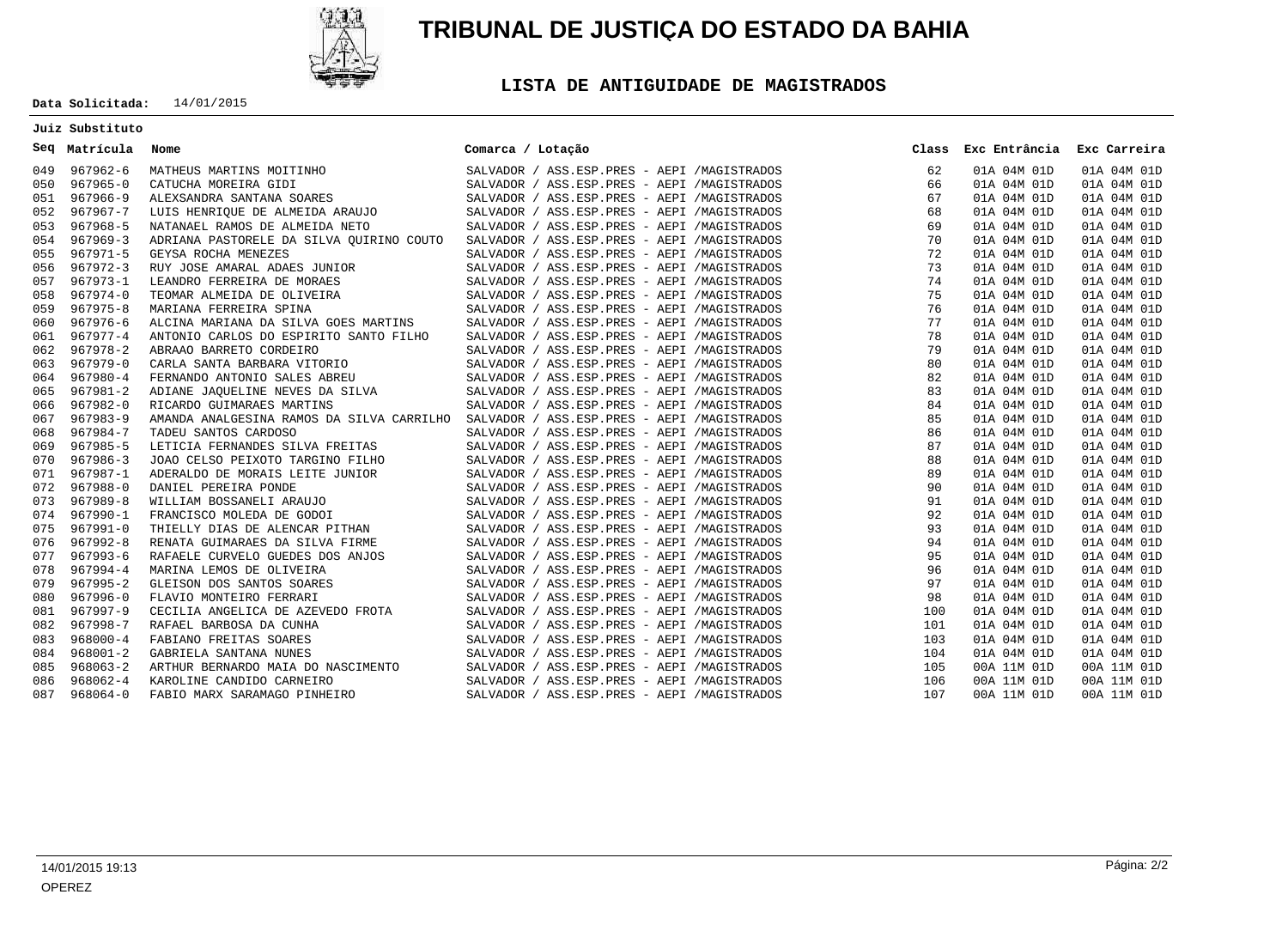# TRIBUNAL DE JUSTIÇA DO ESTADO DA BAHIA

## LISTA DE ANTIGUIDADE DE MAGISTRADOS

**Data Solicitada:** 14/01/2015

**Juiz Substituto**

| Seq | Matrícula | Nome | Comarca / Lotação | Class | Exc Entrância | Exc Carreira |
|---|---|---|---|---|---|---|
| 049 | 967962-6 | MATHEUS MARTINS MOITINHO | SALVADOR / ASS.ESP.PRES - AEPI /MAGISTRADOS | 62 | 01A 04M 01D | 01A 04M 01D |
| 050 | 967965-0 | CATUCHA MOREIRA GIDI | SALVADOR / ASS.ESP.PRES - AEPI /MAGISTRADOS | 66 | 01A 04M 01D | 01A 04M 01D |
| 051 | 967966-9 | ALEXSANDRA SANTANA SOARES | SALVADOR / ASS.ESP.PRES - AEPI /MAGISTRADOS | 67 | 01A 04M 01D | 01A 04M 01D |
| 052 | 967967-7 | LUIS HENRIQUE DE ALMEIDA ARAUJO | SALVADOR / ASS.ESP.PRES - AEPI /MAGISTRADOS | 68 | 01A 04M 01D | 01A 04M 01D |
| 053 | 967968-5 | NATANAEL RAMOS DE ALMEIDA NETO | SALVADOR / ASS.ESP.PRES - AEPI /MAGISTRADOS | 69 | 01A 04M 01D | 01A 04M 01D |
| 054 | 967969-3 | ADRIANA PASTORELE DA SILVA QUIRINO COUTO | SALVADOR / ASS.ESP.PRES - AEPI /MAGISTRADOS | 70 | 01A 04M 01D | 01A 04M 01D |
| 055 | 967971-5 | GEYSA ROCHA MENEZES | SALVADOR / ASS.ESP.PRES - AEPI /MAGISTRADOS | 72 | 01A 04M 01D | 01A 04M 01D |
| 056 | 967972-3 | RUY JOSE AMARAL ADAES JUNIOR | SALVADOR / ASS.ESP.PRES - AEPI /MAGISTRADOS | 73 | 01A 04M 01D | 01A 04M 01D |
| 057 | 967973-1 | LEANDRO FERREIRA DE MORAES | SALVADOR / ASS.ESP.PRES - AEPI /MAGISTRADOS | 74 | 01A 04M 01D | 01A 04M 01D |
| 058 | 967974-0 | TEOMAR ALMEIDA DE OLIVEIRA | SALVADOR / ASS.ESP.PRES - AEPI /MAGISTRADOS | 75 | 01A 04M 01D | 01A 04M 01D |
| 059 | 967975-8 | MARIANA FERREIRA SPINA | SALVADOR / ASS.ESP.PRES - AEPI /MAGISTRADOS | 76 | 01A 04M 01D | 01A 04M 01D |
| 060 | 967976-6 | ALCINA MARIANA DA SILVA GOES MARTINS | SALVADOR / ASS.ESP.PRES - AEPI /MAGISTRADOS | 77 | 01A 04M 01D | 01A 04M 01D |
| 061 | 967977-4 | ANTONIO CARLOS DO ESPIRITO SANTO FILHO | SALVADOR / ASS.ESP.PRES - AEPI /MAGISTRADOS | 78 | 01A 04M 01D | 01A 04M 01D |
| 062 | 967978-2 | ABRAAO BARRETO CORDEIRO | SALVADOR / ASS.ESP.PRES - AEPI /MAGISTRADOS | 79 | 01A 04M 01D | 01A 04M 01D |
| 063 | 967979-0 | CARLA SANTA BARBARA VITORIO | SALVADOR / ASS.ESP.PRES - AEPI /MAGISTRADOS | 80 | 01A 04M 01D | 01A 04M 01D |
| 064 | 967980-4 | FERNANDO ANTONIO SALES ABREU | SALVADOR / ASS.ESP.PRES - AEPI /MAGISTRADOS | 82 | 01A 04M 01D | 01A 04M 01D |
| 065 | 967981-2 | ADIANE JAQUELINE NEVES DA SILVA | SALVADOR / ASS.ESP.PRES - AEPI /MAGISTRADOS | 83 | 01A 04M 01D | 01A 04M 01D |
| 066 | 967982-0 | RICARDO GUIMARAES MARTINS | SALVADOR / ASS.ESP.PRES - AEPI /MAGISTRADOS | 84 | 01A 04M 01D | 01A 04M 01D |
| 067 | 967983-9 | AMANDA ANALGESINA RAMOS DA SILVA CARRILHO | SALVADOR / ASS.ESP.PRES - AEPI /MAGISTRADOS | 85 | 01A 04M 01D | 01A 04M 01D |
| 068 | 967984-7 | TADEU SANTOS CARDOSO | SALVADOR / ASS.ESP.PRES - AEPI /MAGISTRADOS | 86 | 01A 04M 01D | 01A 04M 01D |
| 069 | 967985-5 | LETICIA FERNANDES SILVA FREITAS | SALVADOR / ASS.ESP.PRES - AEPI /MAGISTRADOS | 87 | 01A 04M 01D | 01A 04M 01D |
| 070 | 967986-3 | JOAO CELSO PEIXOTO TARGINO FILHO | SALVADOR / ASS.ESP.PRES - AEPI /MAGISTRADOS | 88 | 01A 04M 01D | 01A 04M 01D |
| 071 | 967987-1 | ADERALDO DE MORAIS LEITE JUNIOR | SALVADOR / ASS.ESP.PRES - AEPI /MAGISTRADOS | 89 | 01A 04M 01D | 01A 04M 01D |
| 072 | 967988-0 | DANIEL PEREIRA PONDE | SALVADOR / ASS.ESP.PRES - AEPI /MAGISTRADOS | 90 | 01A 04M 01D | 01A 04M 01D |
| 073 | 967989-8 | WILLIAM BOSSANELI ARAUJO | SALVADOR / ASS.ESP.PRES - AEPI /MAGISTRADOS | 91 | 01A 04M 01D | 01A 04M 01D |
| 074 | 967990-1 | FRANCISCO MOLEDA DE GODOI | SALVADOR / ASS.ESP.PRES - AEPI /MAGISTRADOS | 92 | 01A 04M 01D | 01A 04M 01D |
| 075 | 967991-0 | THIELLY DIAS DE ALENCAR PITHAN | SALVADOR / ASS.ESP.PRES - AEPI /MAGISTRADOS | 93 | 01A 04M 01D | 01A 04M 01D |
| 076 | 967992-8 | RENATA GUIMARAES DA SILVA FIRME | SALVADOR / ASS.ESP.PRES - AEPI /MAGISTRADOS | 94 | 01A 04M 01D | 01A 04M 01D |
| 077 | 967993-6 | RAFAELE CURVELO GUEDES DOS ANJOS | SALVADOR / ASS.ESP.PRES - AEPI /MAGISTRADOS | 95 | 01A 04M 01D | 01A 04M 01D |
| 078 | 967994-4 | MARINA LEMOS DE OLIVEIRA | SALVADOR / ASS.ESP.PRES - AEPI /MAGISTRADOS | 96 | 01A 04M 01D | 01A 04M 01D |
| 079 | 967995-2 | GLEISON DOS SANTOS SOARES | SALVADOR / ASS.ESP.PRES - AEPI /MAGISTRADOS | 97 | 01A 04M 01D | 01A 04M 01D |
| 080 | 967996-0 | FLAVIO MONTEIRO FERRARI | SALVADOR / ASS.ESP.PRES - AEPI /MAGISTRADOS | 98 | 01A 04M 01D | 01A 04M 01D |
| 081 | 967997-9 | CECILIA ANGELICA DE AZEVEDO FROTA | SALVADOR / ASS.ESP.PRES - AEPI /MAGISTRADOS | 100 | 01A 04M 01D | 01A 04M 01D |
| 082 | 967998-7 | RAFAEL BARBOSA DA CUNHA | SALVADOR / ASS.ESP.PRES - AEPI /MAGISTRADOS | 101 | 01A 04M 01D | 01A 04M 01D |
| 083 | 968000-4 | FABIANO FREITAS SOARES | SALVADOR / ASS.ESP.PRES - AEPI /MAGISTRADOS | 103 | 01A 04M 01D | 01A 04M 01D |
| 084 | 968001-2 | GABRIELA SANTANA NUNES | SALVADOR / ASS.ESP.PRES - AEPI /MAGISTRADOS | 104 | 01A 04M 01D | 01A 04M 01D |
| 085 | 968063-2 | ARTHUR BERNARDO MAIA DO NASCIMENTO | SALVADOR / ASS.ESP.PRES - AEPI /MAGISTRADOS | 105 | 00A 11M 01D | 00A 11M 01D |
| 086 | 968062-4 | KAROLINE CANDIDO CARNEIRO | SALVADOR / ASS.ESP.PRES - AEPI /MAGISTRADOS | 106 | 00A 11M 01D | 00A 11M 01D |
| 087 | 968064-0 | FABIO MARX SARAMAGO PINHEIRO | SALVADOR / ASS.ESP.PRES - AEPI /MAGISTRADOS | 107 | 00A 11M 01D | 00A 11M 01D |

14/01/2015 19:13

OPEREZ